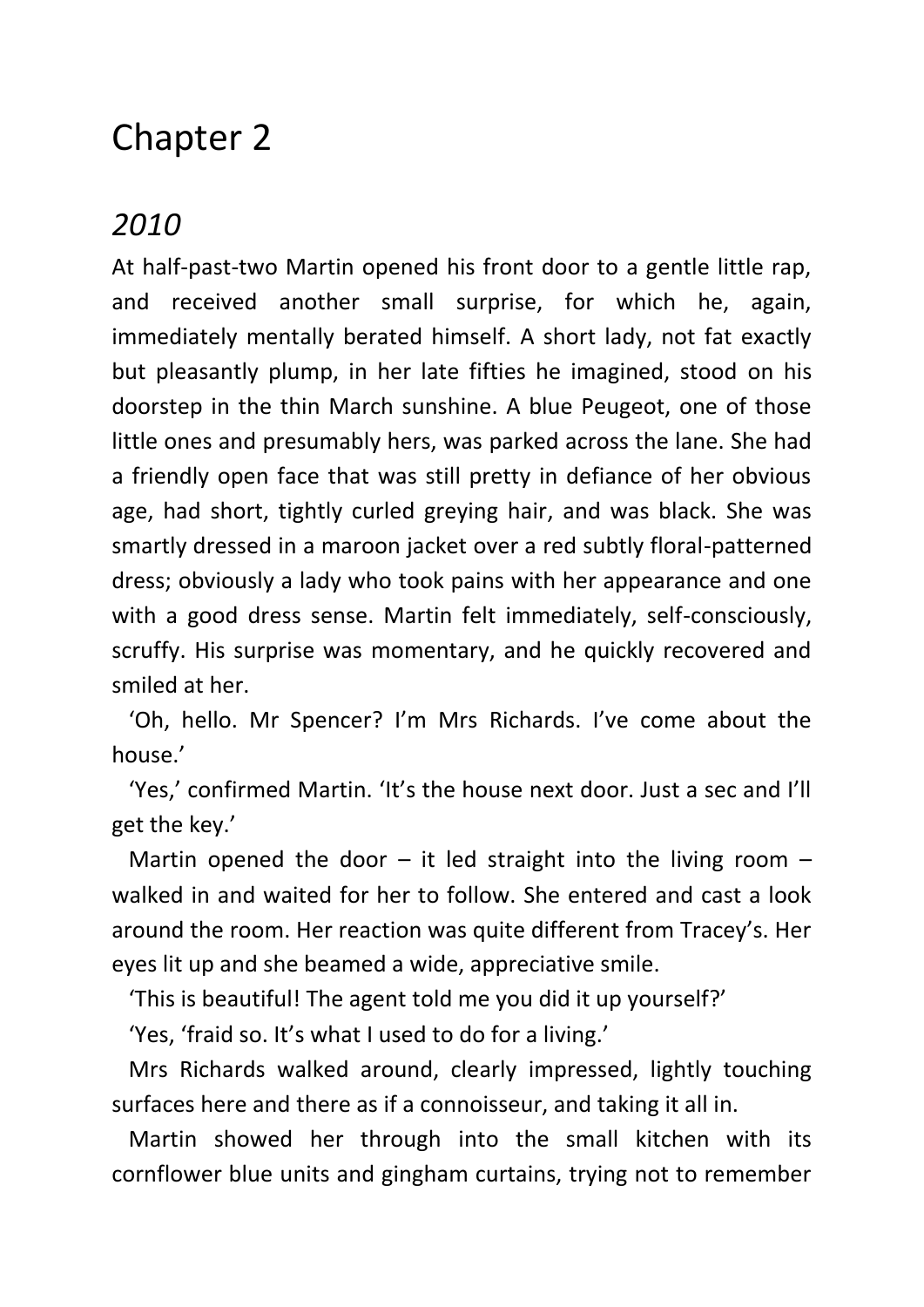# Chapter 2

## *2010*

At half-past-two Martin opened his front door to a gentle little rap, and received another small surprise, for which he, again, immediately mentally berated himself. A short lady, not fat exactly but pleasantly plump, in her late fifties he imagined, stood on his doorstep in the thin March sunshine. A blue Peugeot, one of those little ones and presumably hers, was parked across the lane. She had a friendly open face that was still pretty in defiance of her obvious age, had short, tightly curled greying hair, and was black. She was smartly dressed in a maroon jacket over a red subtly floral-patterned dress; obviously a lady who took pains with her appearance and one with a good dress sense. Martin felt immediately, self-consciously, scruffy. His surprise was momentary, and he quickly recovered and smiled at her.

'Oh, hello. Mr Spencer? I'm Mrs Richards. I've come about the house.'

'Yes,' confirmed Martin. 'It's the house next door. Just a sec and I'll get the key.'

Martin opened the door – it led straight into the living room – walked in and waited for her to follow. She entered and cast a look around the room. Her reaction was quite different from Tracey's. Her eyes lit up and she beamed a wide, appreciative smile.

'This is beautiful! The agent told me you did it up yourself?'

'Yes, 'fraid so. It's what I used to do for a living.'

Mrs Richards walked around, clearly impressed, lightly touching surfaces here and there as if a connoisseur, and taking it all in.

Martin showed her through into the small kitchen with its cornflower blue units and gingham curtains, trying not to remember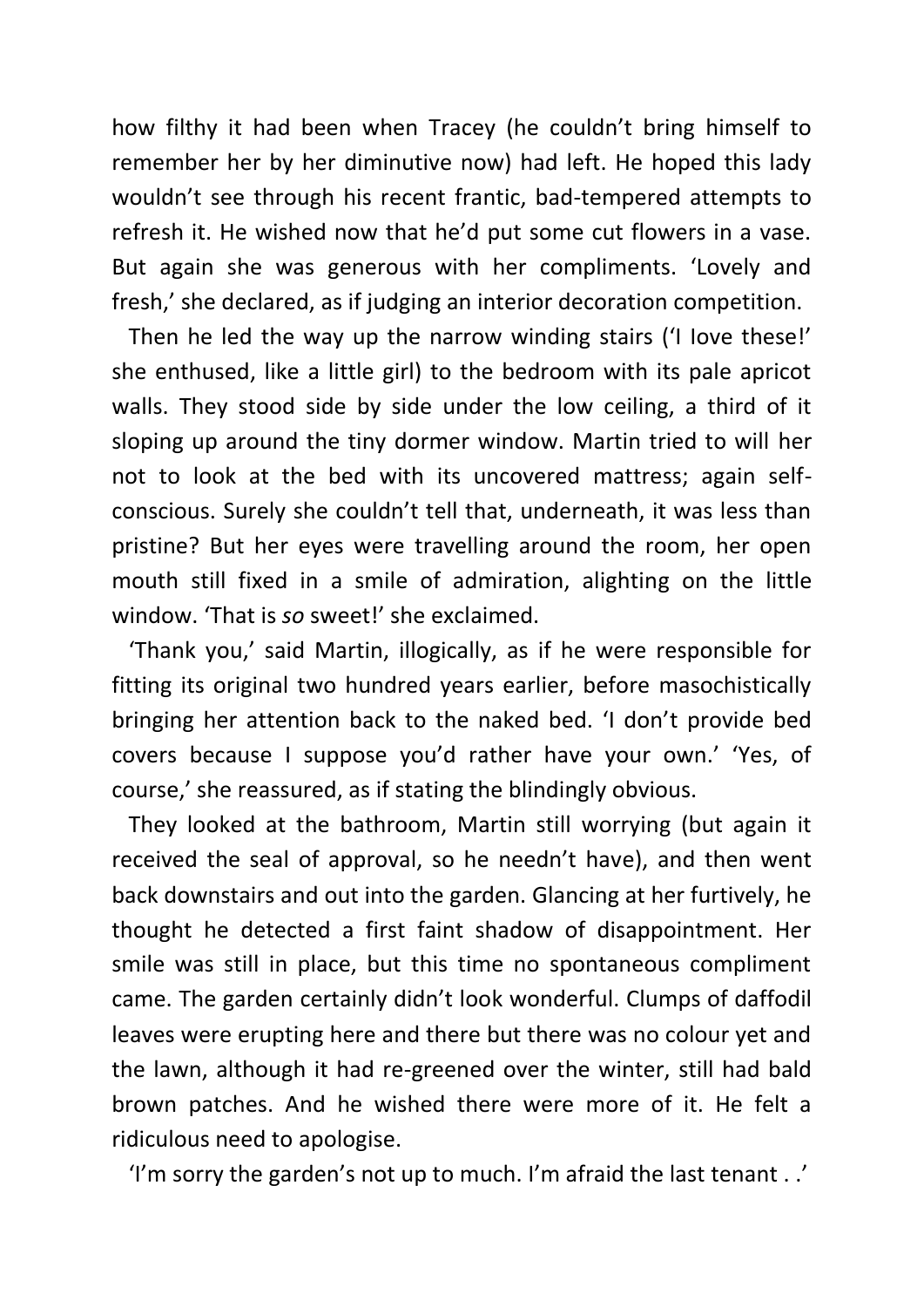how filthy it had been when Tracey (he couldn't bring himself to remember her by her diminutive now) had left. He hoped this lady wouldn't see through his recent frantic, bad-tempered attempts to refresh it. He wished now that he'd put some cut flowers in a vase. But again she was generous with her compliments. 'Lovely and fresh,' she declared, as if judging an interior decoration competition.

Then he led the way up the narrow winding stairs ('I love these!' she enthused, like a little girl) to the bedroom with its pale apricot walls. They stood side by side under the low ceiling, a third of it sloping up around the tiny dormer window. Martin tried to will her not to look at the bed with its uncovered mattress; again self-conscious. Surely she couldn't tell that, underneath, it was less than pristine? But her eyes were travelling around the room, her open mouth still fixed in a smile of admiration, alighting on the little window. 'That is *so* sweet!' she exclaimed.

'Thank you,' said Martin, illogically, as if he were responsible for fitting its original two hundred years earlier, before masochistically bringing her attention back to the naked bed. 'I don't provide bed covers because I suppose you'd rather have your own.' 'Yes, of course,' she reassured, as if stating the blindingly obvious.

They looked at the bathroom, Martin still worrying (but again it received the seal of approval, so he needn't have), and then went back downstairs and out into the garden. Glancing at her furtively, he thought he detected a first faint shadow of disappointment. Her smile was still in place, but this time no spontaneous compliment came. The garden certainly didn't look wonderful. Clumps of daffodil leaves were erupting here and there but there was no colour yet and the lawn, although it had re-greened over the winter, still had bald brown patches. And he wished there were more of it. He felt a ridiculous need to apologise.

'I'm sorry the garden's not up to much. I'm afraid the last tenant . .'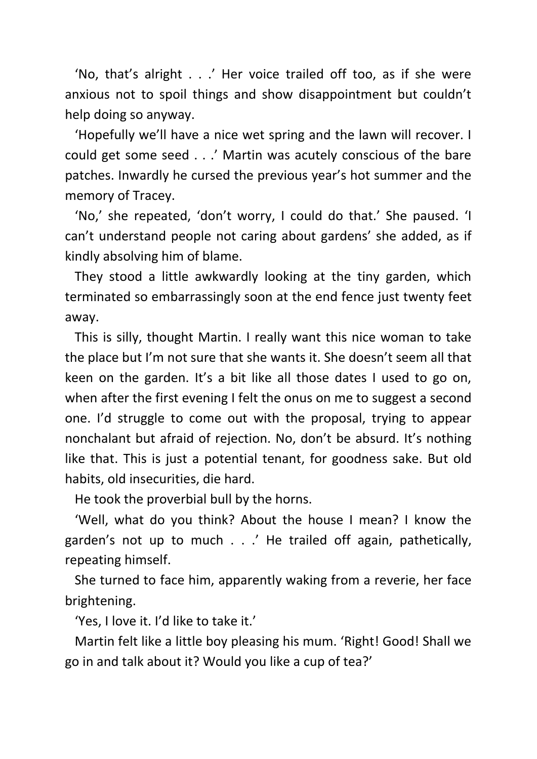'No, that's alright . . .' Her voice trailed off too, as if she were anxious not to spoil things and show disappointment but couldn't help doing so anyway.

'Hopefully we'll have a nice wet spring and the lawn will recover. I could get some seed . . .' Martin was acutely conscious of the bare patches. Inwardly he cursed the previous year's hot summer and the memory of Tracey.

'No,' she repeated, 'don't worry, I could do that.' She paused. 'I can't understand people not caring about gardens' she added, as if kindly absolving him of blame.

They stood a little awkwardly looking at the tiny garden, which terminated so embarrassingly soon at the end fence just twenty feet away.

This is silly, thought Martin. I really want this nice woman to take the place but I'm not sure that she wants it. She doesn't seem all that keen on the garden. It's a bit like all those dates I used to go on, when after the first evening I felt the onus on me to suggest a second one. I'd struggle to come out with the proposal, trying to appear nonchalant but afraid of rejection. No, don't be absurd. It's nothing like that. This is just a potential tenant, for goodness sake. But old habits, old insecurities, die hard.

He took the proverbial bull by the horns.

'Well, what do you think? About the house I mean? I know the garden's not up to much . . .' He trailed off again, pathetically, repeating himself.

She turned to face him, apparently waking from a reverie, her face brightening.

'Yes, I love it. I'd like to take it.'

Martin felt like a little boy pleasing his mum. 'Right! Good! Shall we go in and talk about it? Would you like a cup of tea?'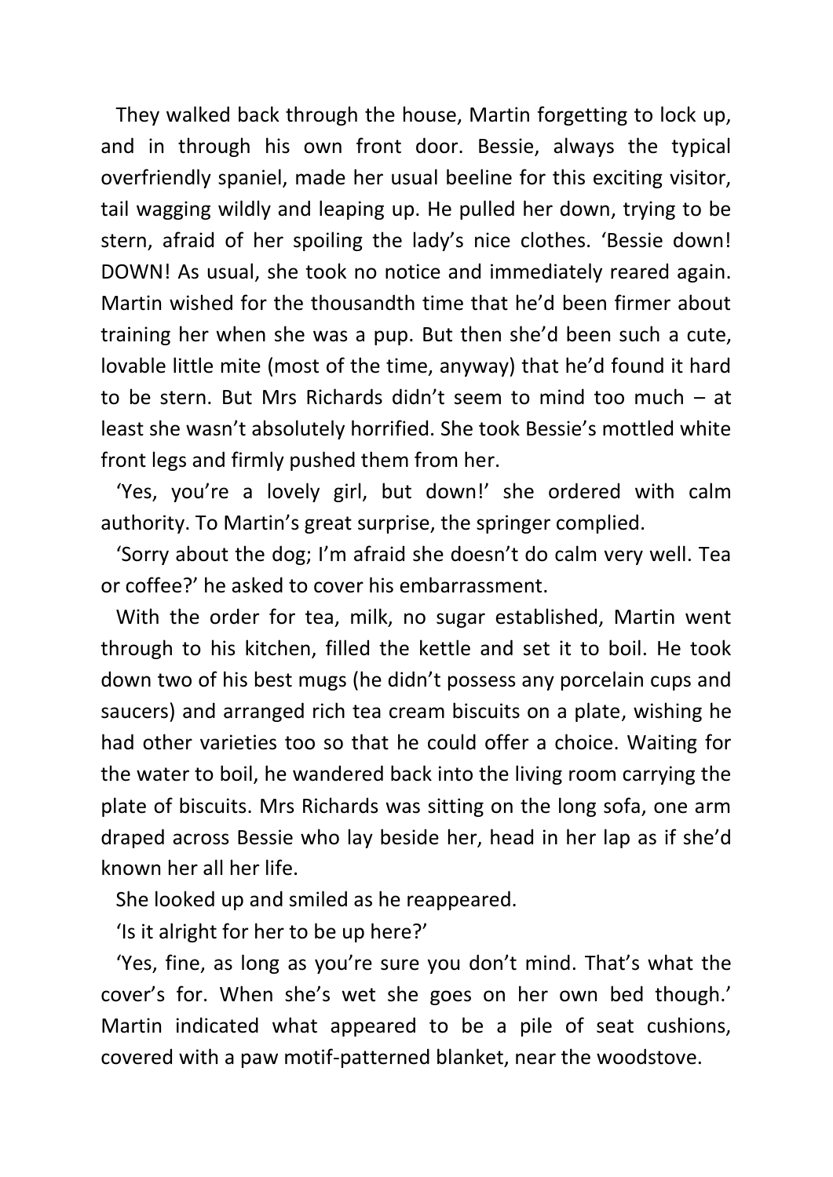They walked back through the house, Martin forgetting to lock up, and in through his own front door. Bessie, always the typical overfriendly spaniel, made her usual beeline for this exciting visitor, tail wagging wildly and leaping up. He pulled her down, trying to be stern, afraid of her spoiling the lady's nice clothes. 'Bessie down! DOWN! As usual, she took no notice and immediately reared again. Martin wished for the thousandth time that he'd been firmer about training her when she was a pup. But then she'd been such a cute, lovable little mite (most of the time, anyway) that he'd found it hard to be stern. But Mrs Richards didn't seem to mind too much – at least she wasn't absolutely horrified. She took Bessie's mottled white front legs and firmly pushed them from her.

'Yes, you're a lovely girl, but down!' she ordered with calm authority. To Martin's great surprise, the springer complied.

'Sorry about the dog; I'm afraid she doesn't do calm very well. Tea or coffee?' he asked to cover his embarrassment.

With the order for tea, milk, no sugar established, Martin went through to his kitchen, filled the kettle and set it to boil. He took down two of his best mugs (he didn't possess any porcelain cups and saucers) and arranged rich tea cream biscuits on a plate, wishing he had other varieties too so that he could offer a choice. Waiting for the water to boil, he wandered back into the living room carrying the plate of biscuits. Mrs Richards was sitting on the long sofa, one arm draped across Bessie who lay beside her, head in her lap as if she'd known her all her life.

She looked up and smiled as he reappeared.

'Is it alright for her to be up here?'

'Yes, fine, as long as you're sure you don't mind. That's what the cover's for. When she's wet she goes on her own bed though.' Martin indicated what appeared to be a pile of seat cushions, covered with a paw motif-patterned blanket, near the woodstove.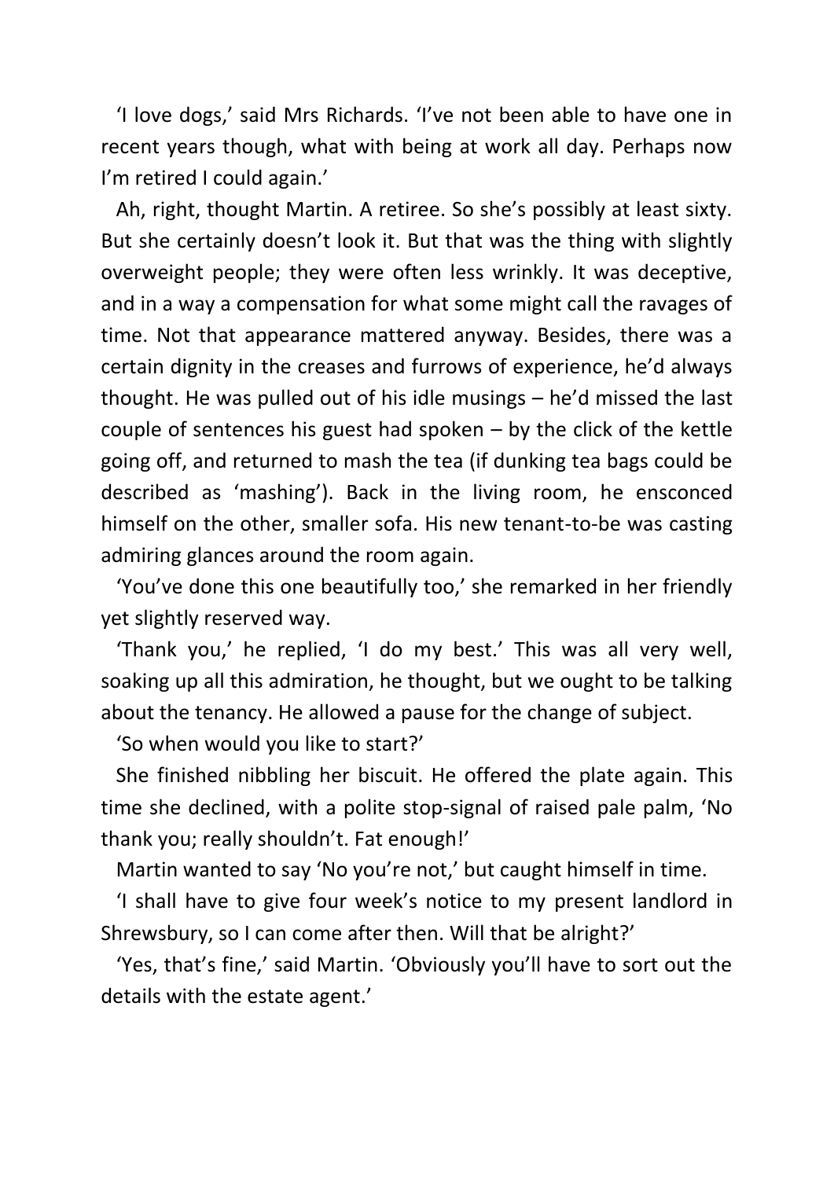'I love dogs,' said Mrs Richards. 'I've not been able to have one in recent years though, what with being at work all day. Perhaps now I'm retired I could again.'

Ah, right, thought Martin. A retiree. So she's possibly at least sixty. But she certainly doesn't look it. But that was the thing with slightly overweight people; they were often less wrinkly. It was deceptive, and in a way a compensation for what some might call the ravages of time. Not that appearance mattered anyway. Besides, there was a certain dignity in the creases and furrows of experience, he'd always thought. He was pulled out of his idle musings – he'd missed the last couple of sentences his guest had spoken – by the click of the kettle going off, and returned to mash the tea (if dunking tea bags could be described as 'mashing'). Back in the living room, he ensconced himself on the other, smaller sofa. His new tenant-to-be was casting admiring glances around the room again.

'You've done this one beautifully too,' she remarked in her friendly yet slightly reserved way.

'Thank you,' he replied, 'I do my best.' This was all very well, soaking up all this admiration, he thought, but we ought to be talking about the tenancy. He allowed a pause for the change of subject.

'So when would you like to start?'

She finished nibbling her biscuit. He offered the plate again. This time she declined, with a polite stop-signal of raised pale palm, 'No thank you; really shouldn't. Fat enough!'

Martin wanted to say 'No you're not,' but caught himself in time.

'I shall have to give four week's notice to my present landlord in Shrewsbury, so I can come after then. Will that be alright?'

'Yes, that's fine,' said Martin. 'Obviously you'll have to sort out the details with the estate agent.'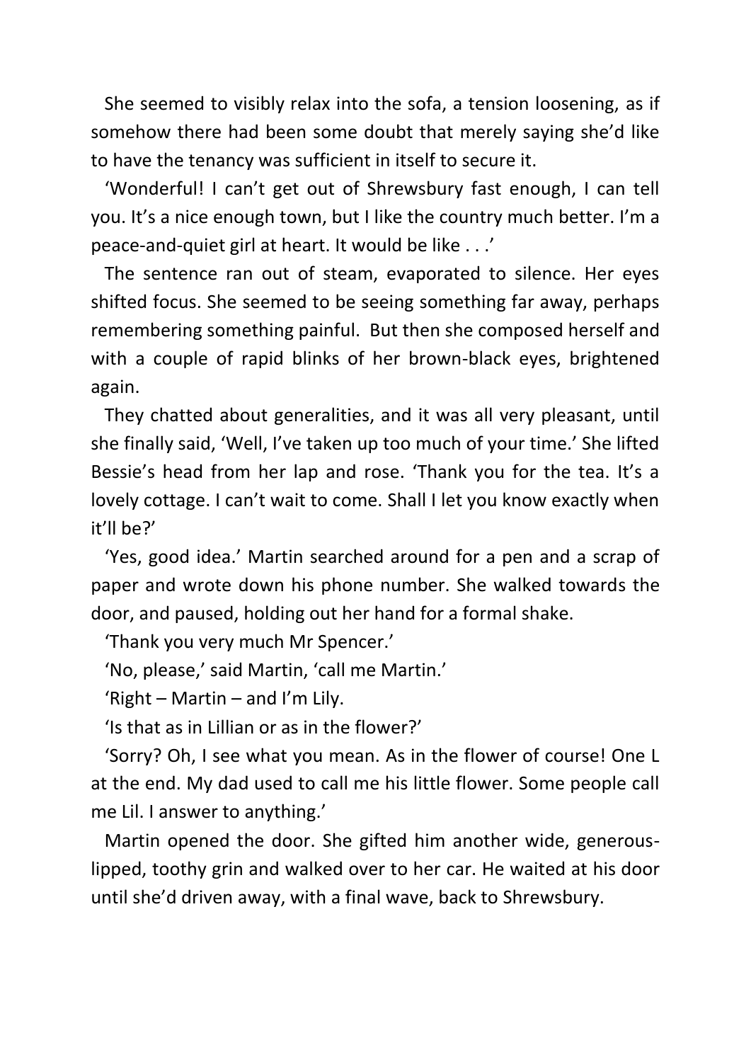She seemed to visibly relax into the sofa, a tension loosening, as if somehow there had been some doubt that merely saying she'd like to have the tenancy was sufficient in itself to secure it.

'Wonderful! I can't get out of Shrewsbury fast enough, I can tell you. It's a nice enough town, but I like the country much better. I'm a peace-and-quiet girl at heart. It would be like . . .'

The sentence ran out of steam, evaporated to silence. Her eyes shifted focus. She seemed to be seeing something far away, perhaps remembering something painful. But then she composed herself and with a couple of rapid blinks of her brown-black eyes, brightened again.

They chatted about generalities, and it was all very pleasant, until she finally said, 'Well, I've taken up too much of your time.' She lifted Bessie's head from her lap and rose. 'Thank you for the tea. It's a lovely cottage. I can't wait to come. Shall I let you know exactly when it'll be?'

'Yes, good idea.' Martin searched around for a pen and a scrap of paper and wrote down his phone number. She walked towards the door, and paused, holding out her hand for a formal shake.

'Thank you very much Mr Spencer.'

'No, please,' said Martin, 'call me Martin.'

'Right – Martin – and I'm Lily.

'Is that as in Lillian or as in the flower?'

'Sorry? Oh, I see what you mean. As in the flower of course! One L at the end. My dad used to call me his little flower. Some people call me Lil. I answer to anything.'

Martin opened the door. She gifted him another wide, generous-lipped, toothy grin and walked over to her car. He waited at his door until she'd driven away, with a final wave, back to Shrewsbury.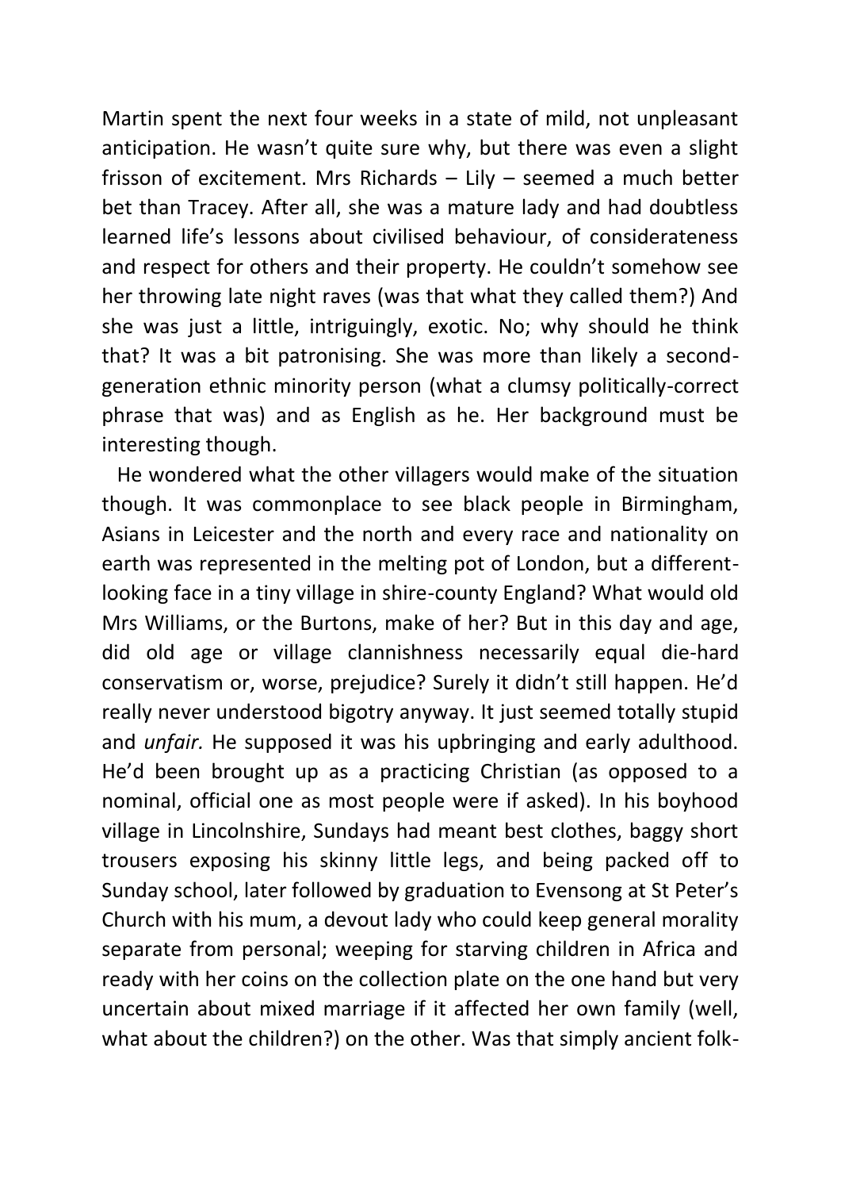Martin spent the next four weeks in a state of mild, not unpleasant anticipation. He wasn't quite sure why, but there was even a slight frisson of excitement. Mrs Richards – Lily – seemed a much better bet than Tracey. After all, she was a mature lady and had doubtless learned life's lessons about civilised behaviour, of considerateness and respect for others and their property. He couldn't somehow see her throwing late night raves (was that what they called them?) And she was just a little, intriguingly, exotic. No; why should he think that? It was a bit patronising. She was more than likely a second-generation ethnic minority person (what a clumsy politically-correct phrase that was) and as English as he. Her background must be interesting though.

He wondered what the other villagers would make of the situation though. It was commonplace to see black people in Birmingham, Asians in Leicester and the north and every race and nationality on earth was represented in the melting pot of London, but a different-looking face in a tiny village in shire-county England? What would old Mrs Williams, or the Burtons, make of her? But in this day and age, did old age or village clannishness necessarily equal die-hard conservatism or, worse, prejudice? Surely it didn't still happen. He'd really never understood bigotry anyway. It just seemed totally stupid and *unfair.* He supposed it was his upbringing and early adulthood. He'd been brought up as a practicing Christian (as opposed to a nominal, official one as most people were if asked). In his boyhood village in Lincolnshire, Sundays had meant best clothes, baggy short trousers exposing his skinny little legs, and being packed off to Sunday school, later followed by graduation to Evensong at St Peter's Church with his mum, a devout lady who could keep general morality separate from personal; weeping for starving children in Africa and ready with her coins on the collection plate on the one hand but very uncertain about mixed marriage if it affected her own family (well, what about the children?) on the other. Was that simply ancient folk-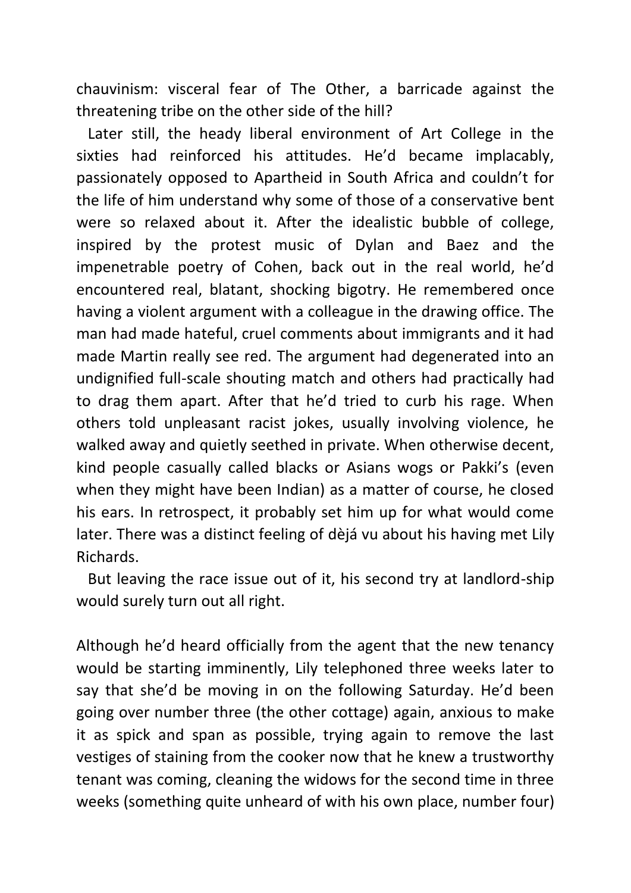chauvinism: visceral fear of The Other, a barricade against the threatening tribe on the other side of the hill?

Later still, the heady liberal environment of Art College in the sixties had reinforced his attitudes. He'd became implacably, passionately opposed to Apartheid in South Africa and couldn't for the life of him understand why some of those of a conservative bent were so relaxed about it. After the idealistic bubble of college, inspired by the protest music of Dylan and Baez and the impenetrable poetry of Cohen, back out in the real world, he'd encountered real, blatant, shocking bigotry. He remembered once having a violent argument with a colleague in the drawing office. The man had made hateful, cruel comments about immigrants and it had made Martin really see red. The argument had degenerated into an undignified full-scale shouting match and others had practically had to drag them apart. After that he'd tried to curb his rage. When others told unpleasant racist jokes, usually involving violence, he walked away and quietly seethed in private. When otherwise decent, kind people casually called blacks or Asians wogs or Pakki's (even when they might have been Indian) as a matter of course, he closed his ears. In retrospect, it probably set him up for what would come later. There was a distinct feeling of dèjá vu about his having met Lily Richards.

But leaving the race issue out of it, his second try at landlord-ship would surely turn out all right.

Although he'd heard officially from the agent that the new tenancy would be starting imminently, Lily telephoned three weeks later to say that she'd be moving in on the following Saturday. He'd been going over number three (the other cottage) again, anxious to make it as spick and span as possible, trying again to remove the last vestiges of staining from the cooker now that he knew a trustworthy tenant was coming, cleaning the widows for the second time in three weeks (something quite unheard of with his own place, number four)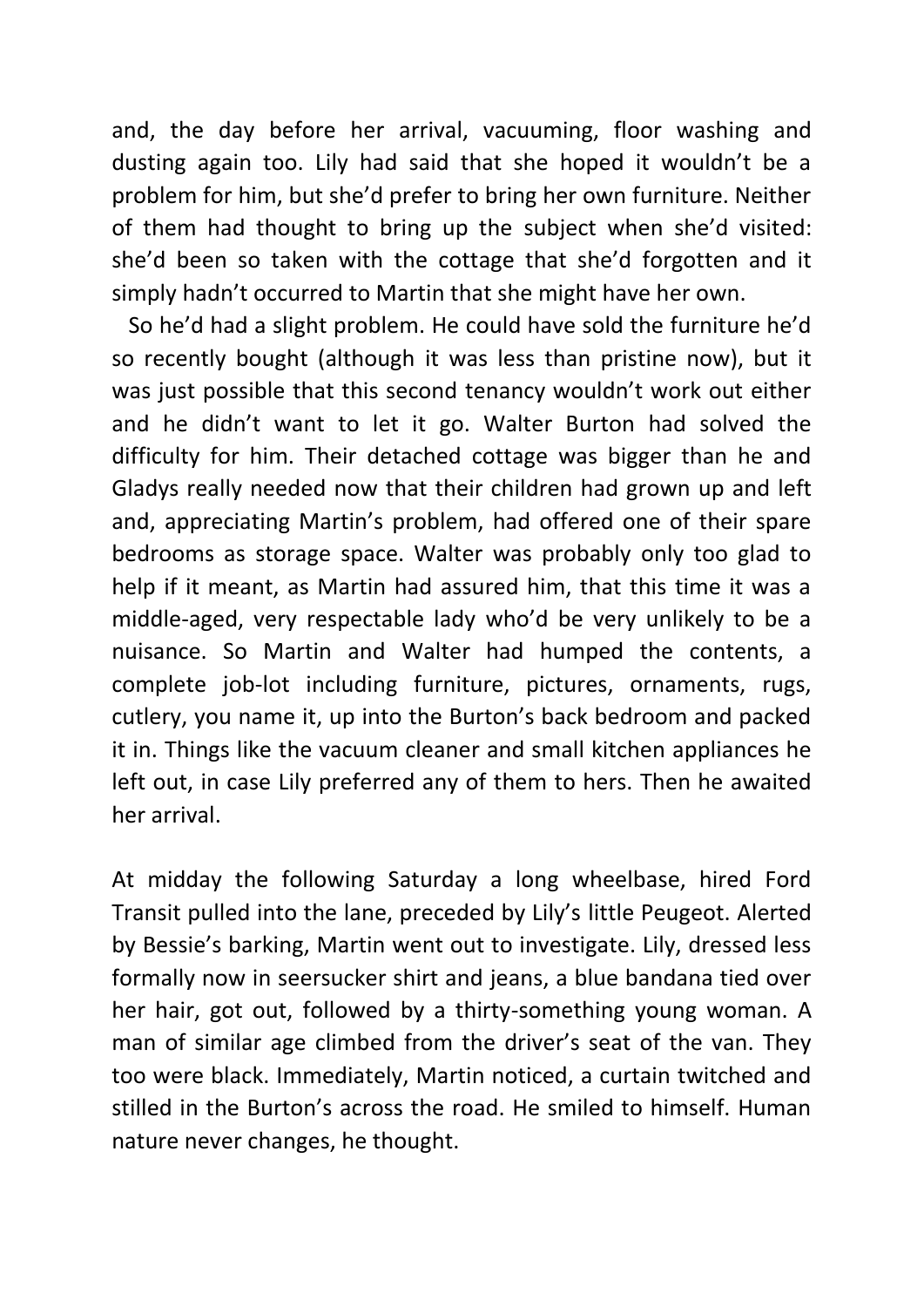and, the day before her arrival, vacuuming, floor washing and dusting again too. Lily had said that she hoped it wouldn't be a problem for him, but she'd prefer to bring her own furniture. Neither of them had thought to bring up the subject when she'd visited: she'd been so taken with the cottage that she'd forgotten and it simply hadn't occurred to Martin that she might have her own.

So he'd had a slight problem. He could have sold the furniture he'd so recently bought (although it was less than pristine now), but it was just possible that this second tenancy wouldn't work out either and he didn't want to let it go. Walter Burton had solved the difficulty for him. Their detached cottage was bigger than he and Gladys really needed now that their children had grown up and left and, appreciating Martin's problem, had offered one of their spare bedrooms as storage space. Walter was probably only too glad to help if it meant, as Martin had assured him, that this time it was a middle-aged, very respectable lady who'd be very unlikely to be a nuisance. So Martin and Walter had humped the contents, a complete job-lot including furniture, pictures, ornaments, rugs, cutlery, you name it, up into the Burton's back bedroom and packed it in. Things like the vacuum cleaner and small kitchen appliances he left out, in case Lily preferred any of them to hers. Then he awaited her arrival.

At midday the following Saturday a long wheelbase, hired Ford Transit pulled into the lane, preceded by Lily's little Peugeot. Alerted by Bessie's barking, Martin went out to investigate. Lily, dressed less formally now in seersucker shirt and jeans, a blue bandana tied over her hair, got out, followed by a thirty-something young woman. A man of similar age climbed from the driver's seat of the van. They too were black. Immediately, Martin noticed, a curtain twitched and stilled in the Burton's across the road. He smiled to himself. Human nature never changes, he thought.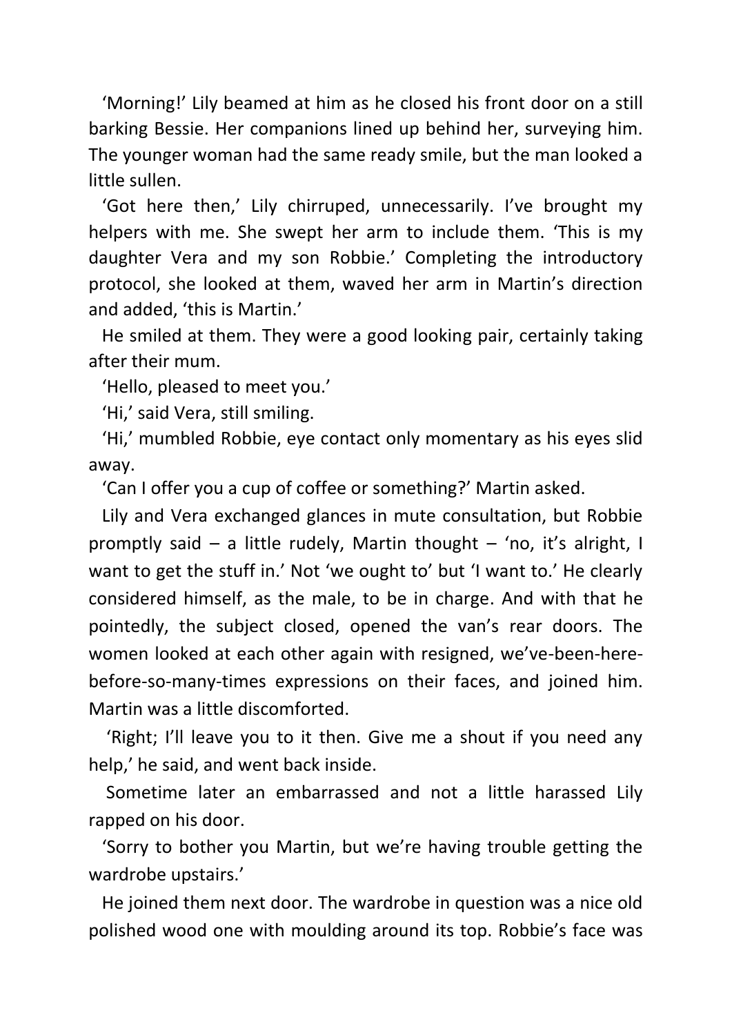'Morning!' Lily beamed at him as he closed his front door on a still barking Bessie. Her companions lined up behind her, surveying him. The younger woman had the same ready smile, but the man looked a little sullen.

'Got here then,' Lily chirruped, unnecessarily. I've brought my helpers with me. She swept her arm to include them. 'This is my daughter Vera and my son Robbie.' Completing the introductory protocol, she looked at them, waved her arm in Martin's direction and added, 'this is Martin.'

He smiled at them. They were a good looking pair, certainly taking after their mum.

'Hello, pleased to meet you.'

'Hi,' said Vera, still smiling.

'Hi,' mumbled Robbie, eye contact only momentary as his eyes slid away.

'Can I offer you a cup of coffee or something?' Martin asked.

Lily and Vera exchanged glances in mute consultation, but Robbie promptly said – a little rudely, Martin thought – 'no, it's alright, I want to get the stuff in.' Not 'we ought to' but 'I want to.' He clearly considered himself, as the male, to be in charge. And with that he pointedly, the subject closed, opened the van's rear doors. The women looked at each other again with resigned, we've-been-here-before-so-many-times expressions on their faces, and joined him. Martin was a little discomforted.

'Right; I'll leave you to it then. Give me a shout if you need any help,' he said, and went back inside.

Sometime later an embarrassed and not a little harassed Lily rapped on his door.

'Sorry to bother you Martin, but we're having trouble getting the wardrobe upstairs.'

He joined them next door. The wardrobe in question was a nice old polished wood one with moulding around its top. Robbie's face was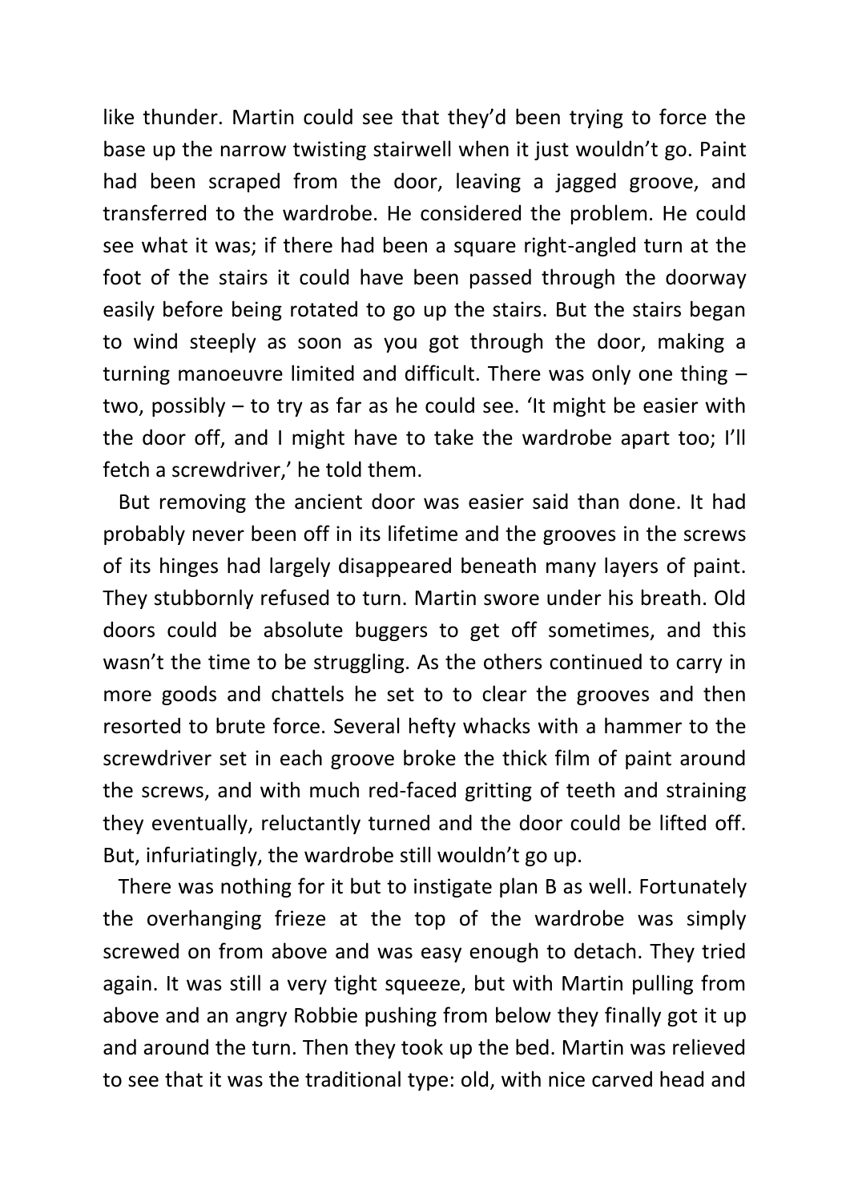like thunder. Martin could see that they'd been trying to force the base up the narrow twisting stairwell when it just wouldn't go. Paint had been scraped from the door, leaving a jagged groove, and transferred to the wardrobe. He considered the problem. He could see what it was; if there had been a square right-angled turn at the foot of the stairs it could have been passed through the doorway easily before being rotated to go up the stairs. But the stairs began to wind steeply as soon as you got through the door, making a turning manoeuvre limited and difficult. There was only one thing – two, possibly – to try as far as he could see. 'It might be easier with the door off, and I might have to take the wardrobe apart too; I'll fetch a screwdriver,' he told them.

But removing the ancient door was easier said than done. It had probably never been off in its lifetime and the grooves in the screws of its hinges had largely disappeared beneath many layers of paint. They stubbornly refused to turn. Martin swore under his breath. Old doors could be absolute buggers to get off sometimes, and this wasn't the time to be struggling. As the others continued to carry in more goods and chattels he set to to clear the grooves and then resorted to brute force. Several hefty whacks with a hammer to the screwdriver set in each groove broke the thick film of paint around the screws, and with much red-faced gritting of teeth and straining they eventually, reluctantly turned and the door could be lifted off. But, infuriatingly, the wardrobe still wouldn't go up.

There was nothing for it but to instigate plan B as well. Fortunately the overhanging frieze at the top of the wardrobe was simply screwed on from above and was easy enough to detach. They tried again. It was still a very tight squeeze, but with Martin pulling from above and an angry Robbie pushing from below they finally got it up and around the turn. Then they took up the bed. Martin was relieved to see that it was the traditional type: old, with nice carved head and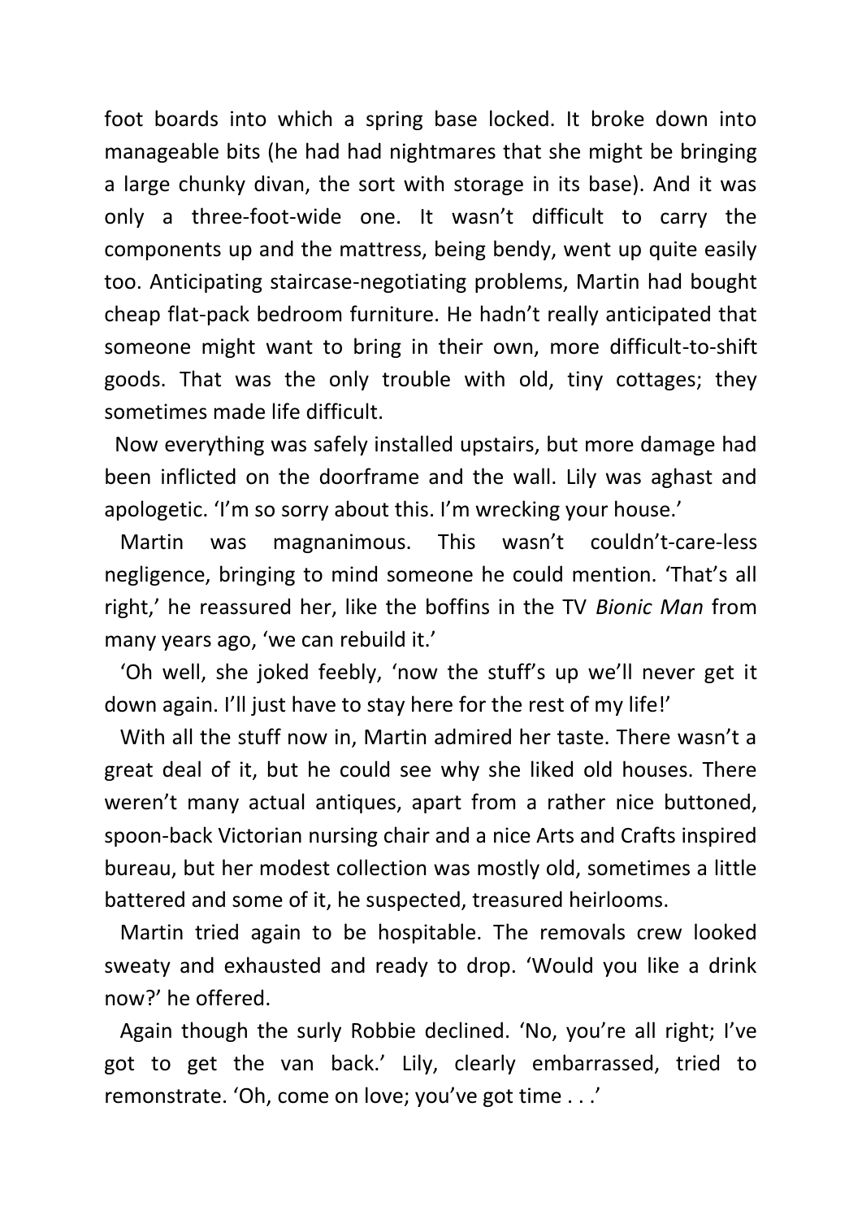foot boards into which a spring base locked. It broke down into manageable bits (he had had nightmares that she might be bringing a large chunky divan, the sort with storage in its base). And it was only a three-foot-wide one. It wasn't difficult to carry the components up and the mattress, being bendy, went up quite easily too. Anticipating staircase-negotiating problems, Martin had bought cheap flat-pack bedroom furniture. He hadn't really anticipated that someone might want to bring in their own, more difficult-to-shift goods. That was the only trouble with old, tiny cottages; they sometimes made life difficult.

Now everything was safely installed upstairs, but more damage had been inflicted on the doorframe and the wall. Lily was aghast and apologetic. 'I'm so sorry about this. I'm wrecking your house.'

Martin was magnanimous. This wasn't couldn't-care-less negligence, bringing to mind someone he could mention. 'That's all right,' he reassured her, like the boffins in the TV *Bionic Man* from many years ago, 'we can rebuild it.'

'Oh well, she joked feebly, 'now the stuff's up we'll never get it down again. I'll just have to stay here for the rest of my life!'

With all the stuff now in, Martin admired her taste. There wasn't a great deal of it, but he could see why she liked old houses. There weren't many actual antiques, apart from a rather nice buttoned, spoon-back Victorian nursing chair and a nice Arts and Crafts inspired bureau, but her modest collection was mostly old, sometimes a little battered and some of it, he suspected, treasured heirlooms.

Martin tried again to be hospitable. The removals crew looked sweaty and exhausted and ready to drop. 'Would you like a drink now?' he offered.

Again though the surly Robbie declined. 'No, you're all right; I've got to get the van back.' Lily, clearly embarrassed, tried to remonstrate. 'Oh, come on love; you've got time . . .'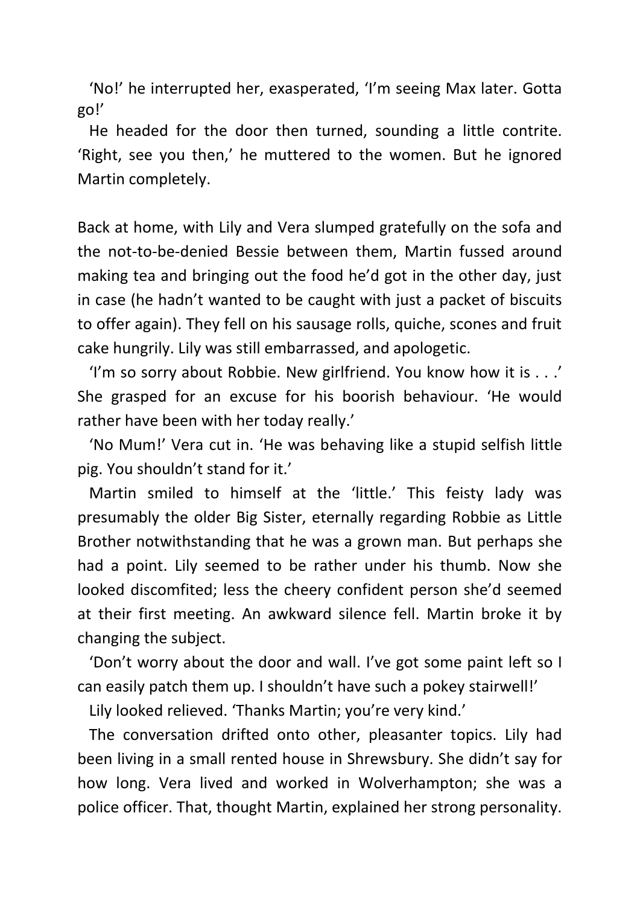'No!' he interrupted her, exasperated, 'I'm seeing Max later. Gotta go!'

He headed for the door then turned, sounding a little contrite. 'Right, see you then,' he muttered to the women. But he ignored Martin completely.

Back at home, with Lily and Vera slumped gratefully on the sofa and the not-to-be-denied Bessie between them, Martin fussed around making tea and bringing out the food he'd got in the other day, just in case (he hadn't wanted to be caught with just a packet of biscuits to offer again). They fell on his sausage rolls, quiche, scones and fruit cake hungrily. Lily was still embarrassed, and apologetic.

'I'm so sorry about Robbie. New girlfriend. You know how it is . . .' She grasped for an excuse for his boorish behaviour. 'He would rather have been with her today really.'

'No Mum!' Vera cut in. 'He was behaving like a stupid selfish little pig. You shouldn't stand for it.'

Martin smiled to himself at the 'little.' This feisty lady was presumably the older Big Sister, eternally regarding Robbie as Little Brother notwithstanding that he was a grown man. But perhaps she had a point. Lily seemed to be rather under his thumb. Now she looked discomfited; less the cheery confident person she'd seemed at their first meeting. An awkward silence fell. Martin broke it by changing the subject.

'Don't worry about the door and wall. I've got some paint left so I can easily patch them up. I shouldn't have such a pokey stairwell!'

Lily looked relieved. 'Thanks Martin; you're very kind.'

The conversation drifted onto other, pleasanter topics. Lily had been living in a small rented house in Shrewsbury. She didn't say for how long. Vera lived and worked in Wolverhampton; she was a police officer. That, thought Martin, explained her strong personality.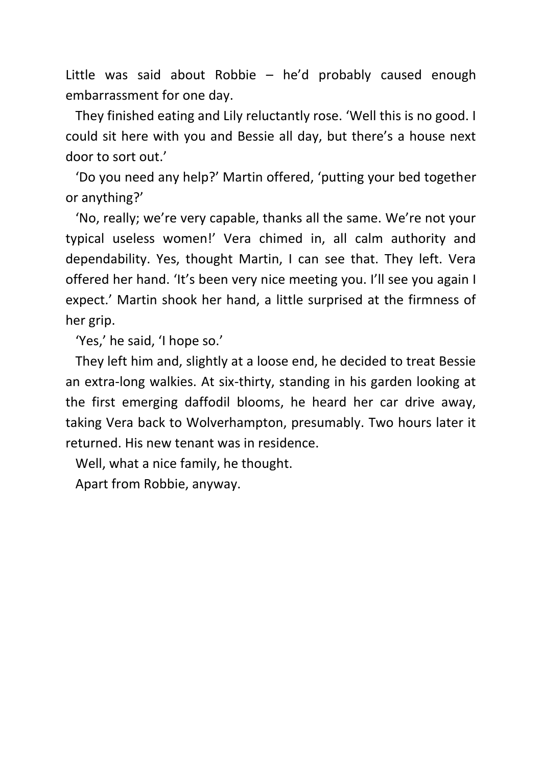Little was said about Robbie – he'd probably caused enough embarrassment for one day.

They finished eating and Lily reluctantly rose. 'Well this is no good. I could sit here with you and Bessie all day, but there's a house next door to sort out.'

'Do you need any help?' Martin offered, 'putting your bed together or anything?'

'No, really; we're very capable, thanks all the same. We're not your typical useless women!' Vera chimed in, all calm authority and dependability. Yes, thought Martin, I can see that. They left. Vera offered her hand. 'It's been very nice meeting you. I'll see you again I expect.' Martin shook her hand, a little surprised at the firmness of her grip.

'Yes,' he said, 'I hope so.'

They left him and, slightly at a loose end, he decided to treat Bessie an extra-long walkies. At six-thirty, standing in his garden looking at the first emerging daffodil blooms, he heard her car drive away, taking Vera back to Wolverhampton, presumably. Two hours later it returned. His new tenant was in residence.

Well, what a nice family, he thought.

Apart from Robbie, anyway.